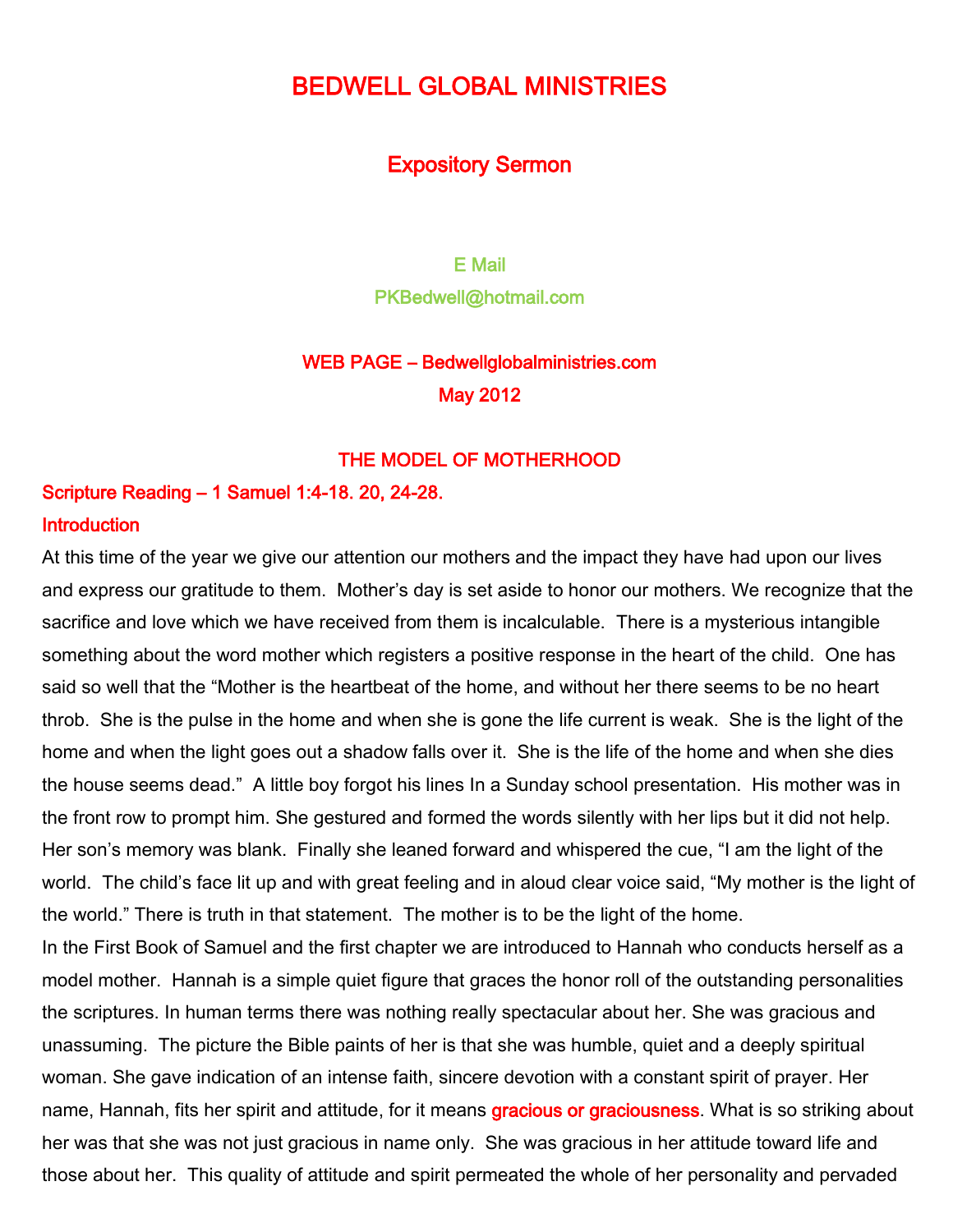# BEDWELL GLOBAL MINISTRIES

## Expository Sermon

E Mail

PKBedwell@hotmail.com

WEB PAGE – Bedwellglobalministries.com

May 2012

## THE MODEL OF MOTHERHOOD

**Scripture Reading – 1 Samuel 1:4-18. 20, 24-28.**

### Introduction

At this time of the year we give our attention our mothers and the impact they have had upon our lives and express our gratitude to them. Mother's day is set aside to honor our mothers. We recognize that the sacrifice and love which we have received from them is incalculable. There is a mysterious intangible something about the word mother which registers a positive response in the heart of the child. One has said so well that the "Mother is the heartbeat of the home, and without her there seems to be no heart throb. She is the pulse in the home and when she is gone the life current is weak. She is the light of the home and when the light goes out a shadow falls over it. She is the life of the home and when she dies the house seems dead." A little boy forgot his lines In a Sunday school presentation. His mother was in the front row to prompt him. She gestured and formed the words silently with her lips but it did not help. Her son's memory was blank. Finally she leaned forward and whispered the cue, "I am the light of the world. The child's face lit up and with great feeling and in aloud clear voice said, "My mother is the light of the world." There is truth in that statement. The mother is to be the light of the home.

In the First Book of Samuel and the first chapter we are introduced to Hannah who conducts herself as a model mother. Hannah is a simple quiet figure that graces the honor roll of the outstanding personalities the scriptures. In human terms there was nothing really spectacular about her. She was gracious and unassuming. The picture the Bible paints of her is that she was humble, quiet and a deeply spiritual woman. She gave indication of an intense faith, sincere devotion with a constant spirit of prayer. Her name, Hannah, fits her spirit and attitude, for it means gracious or graciousness. What is so striking about her was that she was not just gracious in name only. She was gracious in her attitude toward life and those about her. This quality of attitude and spirit permeated the whole of her personality and pervaded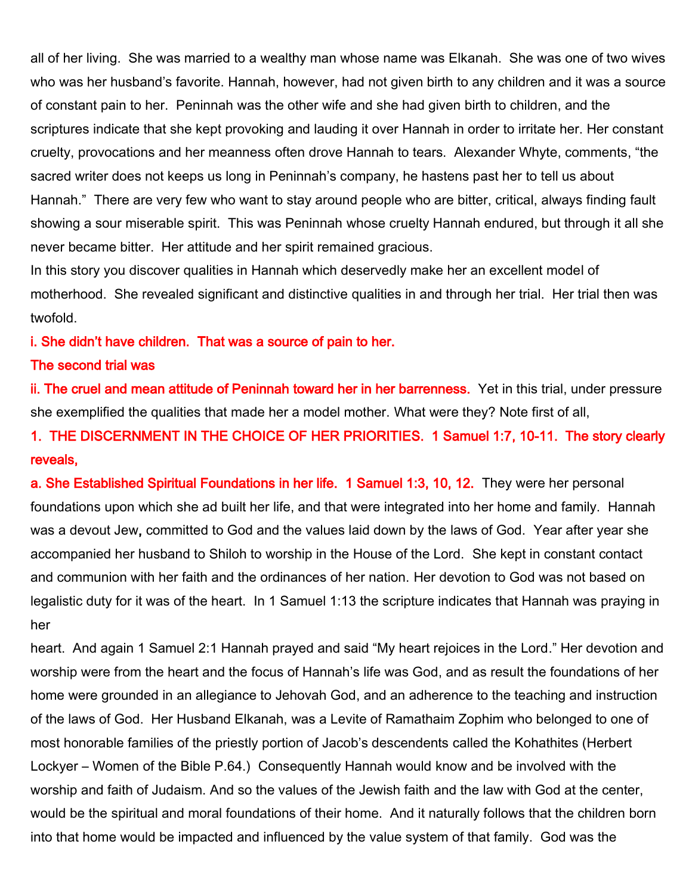all of her living. She was married to a wealthy man whose name was Elkanah. She was one of two wives who was her husband's favorite. Hannah, however, had not given birth to any children and it was a source of constant pain to her. Peninnah was the other wife and she had given birth to children, and the scriptures indicate that she kept provoking and lauding it over Hannah in order to irritate her. Her constant cruelty, provocations and her meanness often drove Hannah to tears. Alexander Whyte, comments, "the sacred writer does not keeps us long in Peninnah's company, he hastens past her to tell us about Hannah." There are very few who want to stay around people who are bitter, critical, always finding fault showing a sour miserable spirit. This was Peninnah whose cruelty Hannah endured, but through it all she never became bitter. Her attitude and her spirit remained gracious.

In this story you discover qualities in Hannah which deservedly make her an excellent model of motherhood. She revealed significant and distinctive qualities in and through her trial. Her trial then was twofold.

**i. She didn't have children. That was a source of pain to her.**

**The second trial was**

**ii. The cruel and mean attitude of Peninnah toward her in her barrenness.** Yet in this trial, under pressure she exemplified the qualities that made her a model mother. What were they? Note first of all,

**1. THE DISCERNMENT IN THE CHOICE OF HER PRIORITIES. 1 Samuel 1:7, 10-11. The story clearly reveals,**

**a. She Established Spiritual Foundations in her life. 1 Samuel 1:3, 10, 12.** They were her personal foundations upon which she ad built her life, and that were integrated into her home and family. Hannah was a devout Jew, committed to God and the values laid down by the laws of God. Year after year she accompanied her husband to Shiloh to worship in the House of the Lord. She kept in constant contact and communion with her faith and the ordinances of her nation. Her devotion to God was not based on legalistic duty for it was of the heart. In 1 Samuel 1:13 the scripture indicates that Hannah was praying in her heart. And again 1 Samuel 2:1 Hannah prayed and said "My heart rejoices in the Lord." Her devotion and worship were from the heart and the focus of Hannah's life was God, and as result the foundations of her home were grounded in an allegiance to Jehovah God, and an adherence to the teaching and instruction of the laws of God. Her Husband Elkanah, was a Levite of Ramathaim Zophim who belonged to one of most honorable families of the priestly portion of Jacob's descendents called the Kohathites (Herbert Lockyer – Women of the Bible P.64.) Consequently Hannah would know and be involved with the worship and faith of Judaism. And so the values of the Jewish faith and the law with God at the center, would be the spiritual and moral foundations of their home. And it naturally follows that the children born into that home would be impacted and influenced by the value system of that family. God was the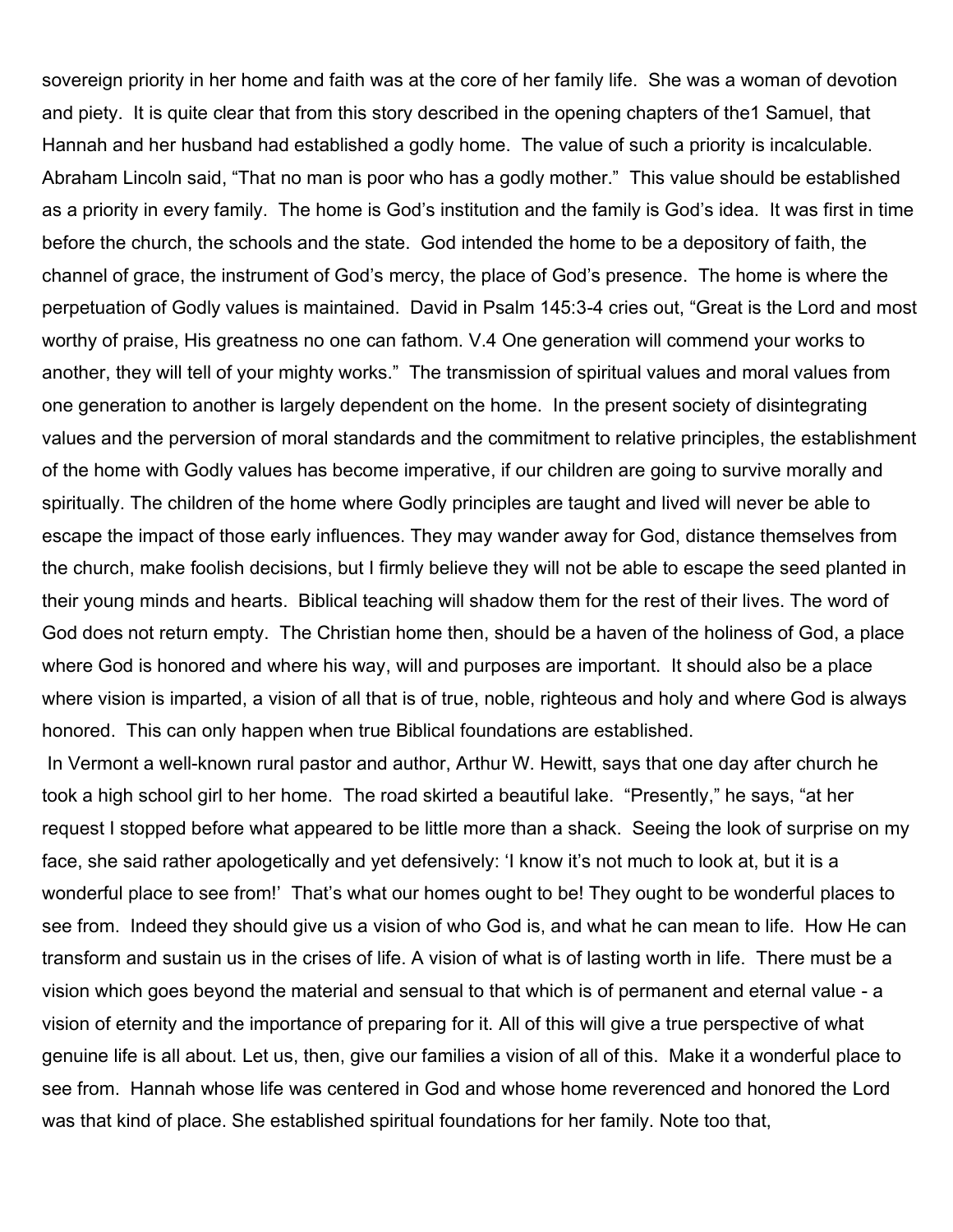sovereign priority in her home and faith was at the core of her family life. She was a woman of devotion and piety. It is quite clear that from this story described in the opening chapters of the1 Samuel, that Hannah and her husband had established a godly home. The value of such a priority is incalculable. Abraham Lincoln said, "That no man is poor who has a godly mother." This value should be established as a priority in every family. The home is God's institution and the family is God's idea. It was first in time before the church, the schools and the state. God intended the home to be a depository of faith, the channel of grace, the instrument of God's mercy, the place of God's presence. The home is where the perpetuation of Godly values is maintained. David in Psalm 145:3-4 cries out, "Great is the Lord and most worthy of praise, His greatness no one can fathom. V.4 One generation will commend your works to another, they will tell of your mighty works." The transmission of spiritual values and moral values from one generation to another is largely dependent on the home. In the present society of disintegrating values and the perversion of moral standards and the commitment to relative principles, the establishment of the home with Godly values has become imperative, if our children are going to survive morally and spiritually. The children of the home where Godly principles are taught and lived will never be able to escape the impact of those early influences. They may wander away for God, distance themselves from the church, make foolish decisions, but I firmly believe they will not be able to escape the seed planted in their young minds and hearts. Biblical teaching will shadow them for the rest of their lives. The word of God does not return empty. The Christian home then, should be a haven of the holiness of God, a place where God is honored and where his way, will and purposes are important. It should also be a place where vision is imparted, a vision of all that is of true, noble, righteous and holy and where God is always honored. This can only happen when true Biblical foundations are established.

In Vermont a well-known rural pastor and author, Arthur W. Hewitt, says that one day after church he took a high school girl to her home. The road skirted a beautiful lake. "Presently," he says, "at her request I stopped before what appeared to be little more than a shack. Seeing the look of surprise on my face, she said rather apologetically and yet defensively: 'I know it's not much to look at, but it is a wonderful place to see from!' That's what our homes ought to be! They ought to be wonderful places to see from. Indeed they should give us a vision of who God is, and what he can mean to life. How He can transform and sustain us in the crises of life. A vision of what is of lasting worth in life. There must be a vision which goes beyond the material and sensual to that which is of permanent and eternal value - a vision of eternity and the importance of preparing for it. All of this will give a true perspective of what genuine life is all about. Let us, then, give our families a vision of all of this. Make it a wonderful place to see from. Hannah whose life was centered in God and whose home reverenced and honored the Lord was that kind of place. She established spiritual foundations for her family. Note too that,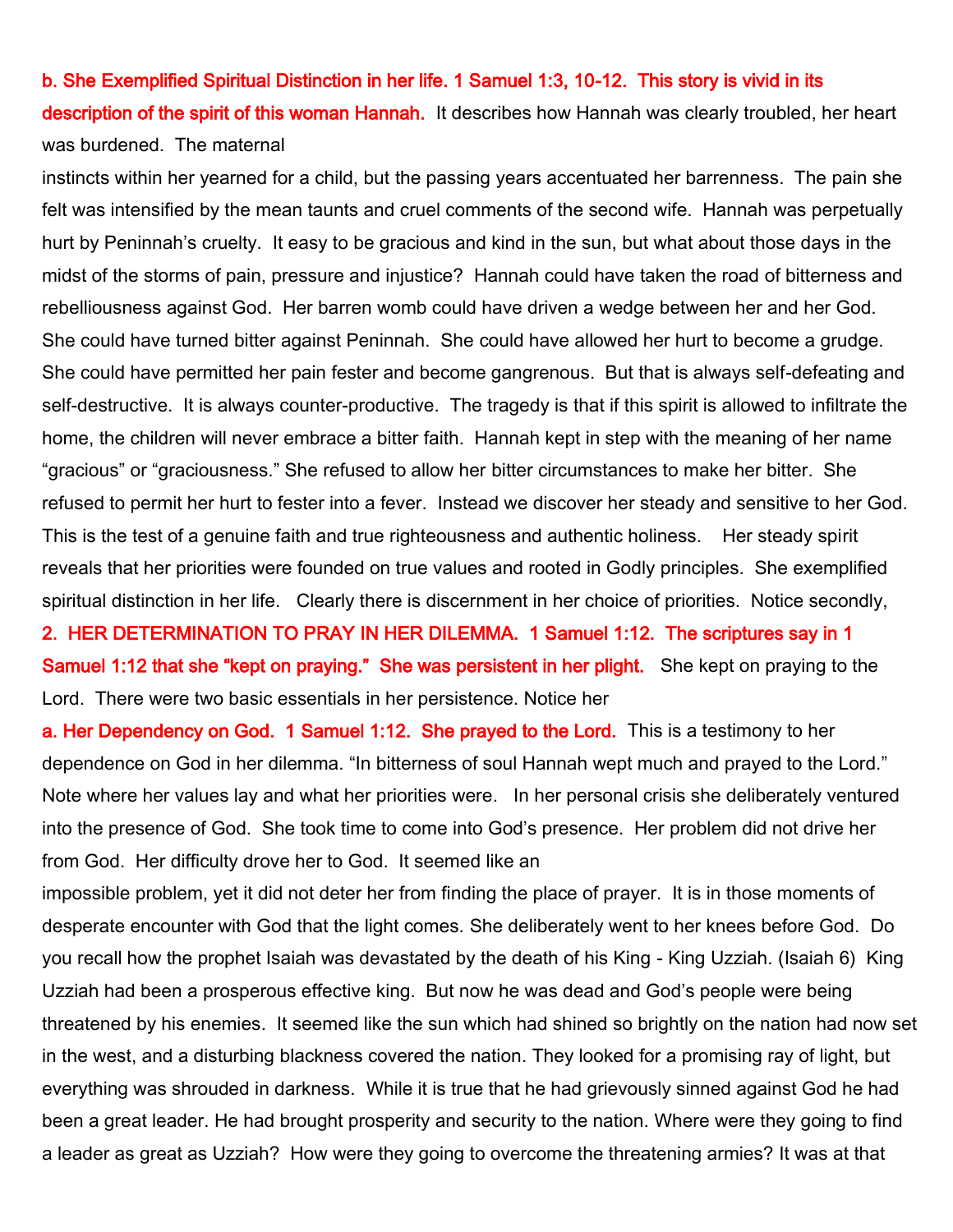**b. She Exemplified Spiritual Distinction in her life. 1 Samuel 1:3, 10-12. This story is vivid in its description of the spirit of this woman Hannah.** It describes how Hannah was clearly troubled, her heart was burdened. The maternal instincts within her yearned for a child, but the passing years accentuated her barrenness. The pain she felt was intensified by the mean taunts and cruel comments of the second wife. Hannah was perpetually hurt by Peninnah's cruelty. It easy to be gracious and kind in the sun, but what about those days in the midst of the storms of pain, pressure and injustice? Hannah could have taken the road of bitterness and rebelliousness against God. Her barren womb could have driven a wedge between her and her God. She could have turned bitter against Peninnah. She could have allowed her hurt to become a grudge. She could have permitted her pain fester and become gangrenous. But that is always self-defeating and self-destructive. It is always counter-productive. The tragedy is that if this spirit is allowed to infiltrate the home, the children will never embrace a bitter faith. Hannah kept in step with the meaning of her name "gracious" or "graciousness." She refused to allow her bitter circumstances to make her bitter. She refused to permit her hurt to fester into a fever. Instead we discover her steady and sensitive to her God. This is the test of a genuine faith and true righteousness and authentic holiness. Her steady spirit reveals that her priorities were founded on true values and rooted in Godly principles. She exemplified spiritual distinction in her life. Clearly there is discernment in her choice of priorities. Notice secondly,

**2. HER DETERMINATION TO PRAY IN HER DILEMMA. 1 Samuel 1:12. The scriptures say in 1 Samuel 1:12 that she "kept on praying." She was persistent in her plight.** She kept on praying to the Lord. There were two basic essentials in her persistence. Notice her

**a. Her Dependency on God. 1 Samuel 1:12. She prayed to the Lord.** This is a testimony to her dependence on God in her dilemma. "In bitterness of soul Hannah wept much and prayed to the Lord." Note where her values lay and what her priorities were. In her personal crisis she deliberately ventured into the presence of God. She took time to come into God's presence. Her problem did not drive her from God. Her difficulty drove her to God. It seemed like an impossible problem, yet it did not deter her from finding the place of prayer. It is in those moments of desperate encounter with God that the light comes. She deliberately went to her knees before God. Do you recall how the prophet Isaiah was devastated by the death of his King - King Uzziah. (Isaiah 6) King Uzziah had been a prosperous effective king. But now he was dead and God's people were being threatened by his enemies. It seemed like the sun which had shined so brightly on the nation had now set in the west, and a disturbing blackness covered the nation. They looked for a promising ray of light, but everything was shrouded in darkness. While it is true that he had grievously sinned against God he had been a great leader. He had brought prosperity and security to the nation. Where were they going to find a leader as great as Uzziah? How were they going to overcome the threatening armies? It was at that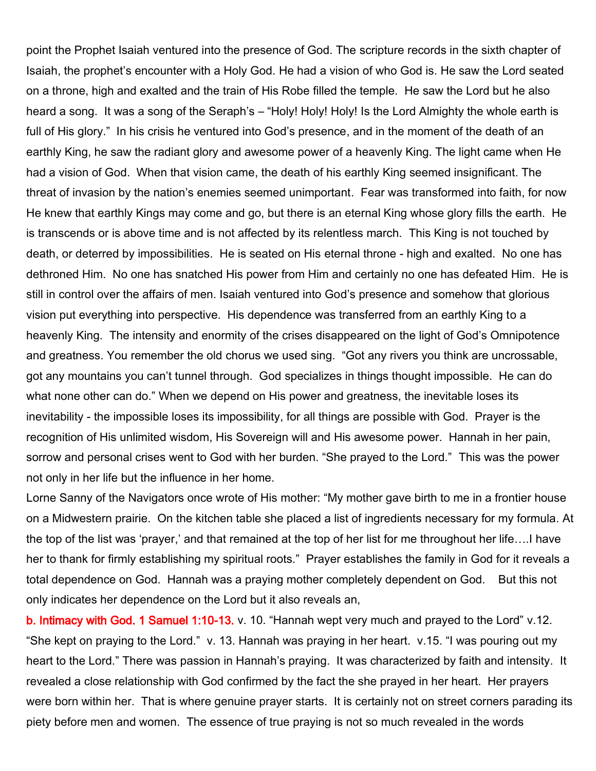point the Prophet Isaiah ventured into the presence of God. The scripture records in the sixth chapter of Isaiah, the prophet's encounter with a Holy God. He had a vision of who God is. He saw the Lord seated on a throne, high and exalted and the train of His Robe filled the temple. He saw the Lord but he also heard a song. It was a song of the Seraph's – "Holy! Holy! Holy! Is the Lord Almighty the whole earth is full of His glory." In his crisis he ventured into God's presence, and in the moment of the death of an earthly King, he saw the radiant glory and awesome power of a heavenly King. The light came when He had a vision of God. When that vision came, the death of his earthly King seemed insignificant. The threat of invasion by the nation's enemies seemed unimportant. Fear was transformed into faith, for now He knew that earthly Kings may come and go, but there is an eternal King whose glory fills the earth. He is transcends or is above time and is not affected by its relentless march. This King is not touched by death, or deterred by impossibilities. He is seated on His eternal throne - high and exalted. No one has dethroned Him. No one has snatched His power from Him and certainly no one has defeated Him. He is still in control over the affairs of men. Isaiah ventured into God's presence and somehow that glorious vision put everything into perspective. His dependence was transferred from an earthly King to a heavenly King. The intensity and enormity of the crises disappeared on the light of God's Omnipotence and greatness. You remember the old chorus we used sing. "Got any rivers you think are uncrossable, got any mountains you can't tunnel through. God specializes in things thought impossible. He can do what none other can do." When we depend on His power and greatness, the inevitable loses its inevitability - the impossible loses its impossibility, for all things are possible with God. Prayer is the recognition of His unlimited wisdom, His Sovereign will and His awesome power. Hannah in her pain, sorrow and personal crises went to God with her burden. "She prayed to the Lord." This was the power not only in her life but the influence in her home.

Lorne Sanny of the Navigators once wrote of His mother: "My mother gave birth to me in a frontier house on a Midwestern prairie. On the kitchen table she placed a list of ingredients necessary for my formula. At the top of the list was 'prayer,' and that remained at the top of her list for me throughout her life….I have her to thank for firmly establishing my spiritual roots." Prayer establishes the family in God for it reveals a total dependence on God. Hannah was a praying mother completely dependent on God. But this not only indicates her dependence on the Lord but it also reveals an,

**b. Intimacy with God. 1 Samuel 1:10-13.** v. 10. "Hannah wept very much and prayed to the Lord" v.12. "She kept on praying to the Lord." v. 13. Hannah was praying in her heart. v.15. "I was pouring out my heart to the Lord." There was passion in Hannah's praying. It was characterized by faith and intensity. It revealed a close relationship with God confirmed by the fact the she prayed in her heart. Her prayers were born within her. That is where genuine prayer starts. It is certainly not on street corners parading its piety before men and women. The essence of true praying is not so much revealed in the words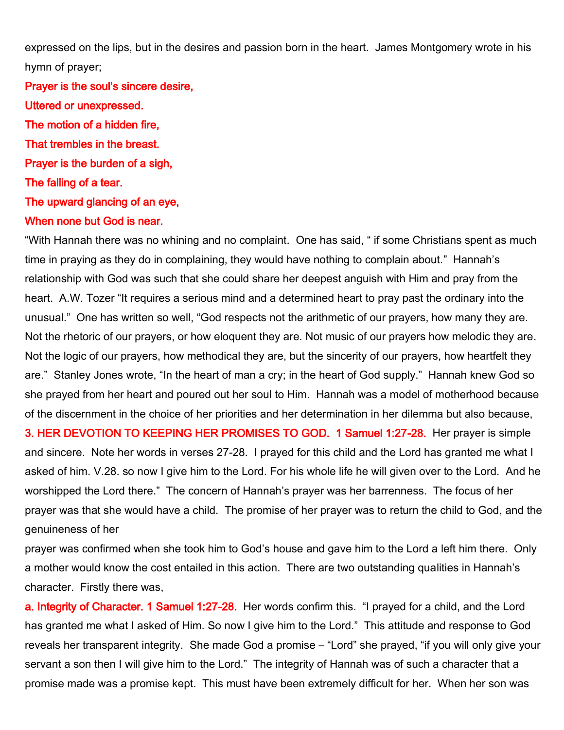expressed on the lips, but in the desires and passion born in the heart. James Montgomery wrote in his hymn of prayer;

**Prayer is the soul's sincere desire,**
**Uttered or unexpressed.**
**The motion of a hidden fire,**
**That trembles in the breast.**
**Prayer is the burden of a sigh,**
**The falling of a tear.**
**The upward glancing of an eye,**
**When none but God is near.**

"With Hannah there was no whining and no complaint. One has said, " if some Christians spent as much time in praying as they do in complaining, they would have nothing to complain about." Hannah's relationship with God was such that she could share her deepest anguish with Him and pray from the heart. A.W. Tozer "It requires a serious mind and a determined heart to pray past the ordinary into the unusual." One has written so well, "God respects not the arithmetic of our prayers, how many they are. Not the rhetoric of our prayers, or how eloquent they are. Not music of our prayers how melodic they are. Not the logic of our prayers, how methodical they are, but the sincerity of our prayers, how heartfelt they are." Stanley Jones wrote, "In the heart of man a cry; in the heart of God supply." Hannah knew God so she prayed from her heart and poured out her soul to Him. Hannah was a model of motherhood because of the discernment in the choice of her priorities and her determination in her dilemma but also because,

**3. HER DEVOTION TO KEEPING HER PROMISES TO GOD. 1 Samuel 1:27-28.** Her prayer is simple and sincere. Note her words in verses 27-28. I prayed for this child and the Lord has granted me what I asked of him. V.28. so now I give him to the Lord. For his whole life he will given over to the Lord. And he worshipped the Lord there." The concern of Hannah's prayer was her barrenness. The focus of her prayer was that she would have a child. The promise of her prayer was to return the child to God, and the genuineness of her prayer was confirmed when she took him to God's house and gave him to the Lord a left him there. Only a mother would know the cost entailed in this action. There are two outstanding qualities in Hannah's character. Firstly there was,

**a. Integrity of Character. 1 Samuel 1:27-28.** Her words confirm this. "I prayed for a child, and the Lord has granted me what I asked of Him. So now I give him to the Lord." This attitude and response to God reveals her transparent integrity. She made God a promise – "Lord" she prayed, "if you will only give your servant a son then I will give him to the Lord." The integrity of Hannah was of such a character that a promise made was a promise kept. This must have been extremely difficult for her. When her son was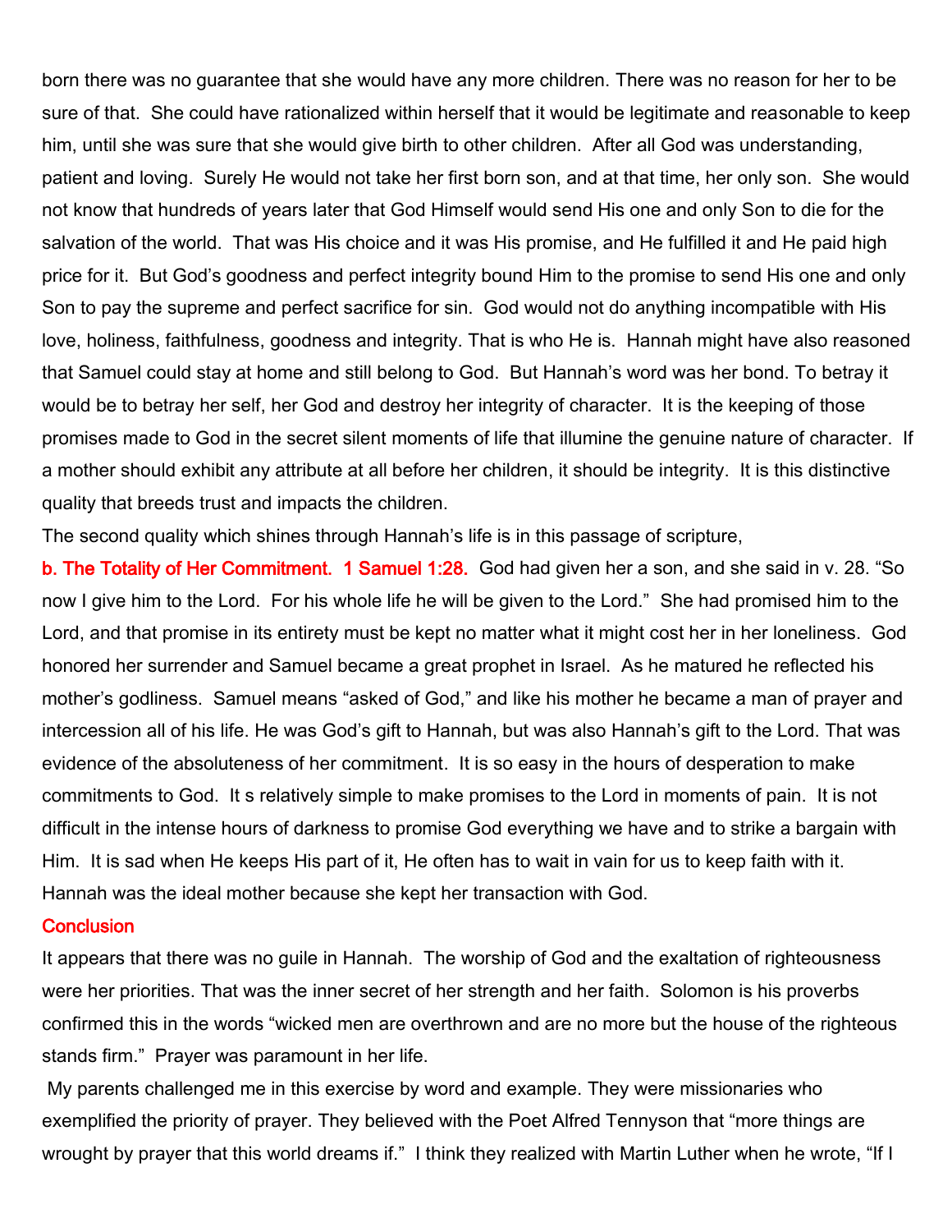born there was no guarantee that she would have any more children. There was no reason for her to be sure of that. She could have rationalized within herself that it would be legitimate and reasonable to keep him, until she was sure that she would give birth to other children. After all God was understanding, patient and loving. Surely He would not take her first born son, and at that time, her only son. She would not know that hundreds of years later that God Himself would send His one and only Son to die for the salvation of the world. That was His choice and it was His promise, and He fulfilled it and He paid high price for it. But God's goodness and perfect integrity bound Him to the promise to send His one and only Son to pay the supreme and perfect sacrifice for sin. God would not do anything incompatible with His love, holiness, faithfulness, goodness and integrity. That is who He is. Hannah might have also reasoned that Samuel could stay at home and still belong to God. But Hannah's word was her bond. To betray it would be to betray her self, her God and destroy her integrity of character. It is the keeping of those promises made to God in the secret silent moments of life that illumine the genuine nature of character. If a mother should exhibit any attribute at all before her children, it should be integrity. It is this distinctive quality that breeds trust and impacts the children.

The second quality which shines through Hannah's life is in this passage of scripture,

**b. The Totality of Her Commitment. 1 Samuel 1:28.** God had given her a son, and she said in v. 28. "So now I give him to the Lord. For his whole life he will be given to the Lord." She had promised him to the Lord, and that promise in its entirety must be kept no matter what it might cost her in her loneliness. God honored her surrender and Samuel became a great prophet in Israel. As he matured he reflected his mother's godliness. Samuel means "asked of God," and like his mother he became a man of prayer and intercession all of his life. He was God's gift to Hannah, but was also Hannah's gift to the Lord. That was evidence of the absoluteness of her commitment. It is so easy in the hours of desperation to make commitments to God. It s relatively simple to make promises to the Lord in moments of pain. It is not difficult in the intense hours of darkness to promise God everything we have and to strike a bargain with Him. It is sad when He keeps His part of it, He often has to wait in vain for us to keep faith with it. Hannah was the ideal mother because she kept her transaction with God.

## Conclusion

It appears that there was no guile in Hannah. The worship of God and the exaltation of righteousness were her priorities. That was the inner secret of her strength and her faith. Solomon is his proverbs confirmed this in the words "wicked men are overthrown and are no more but the house of the righteous stands firm." Prayer was paramount in her life.

My parents challenged me in this exercise by word and example. They were missionaries who exemplified the priority of prayer. They believed with the Poet Alfred Tennyson that "more things are wrought by prayer that this world dreams if." I think they realized with Martin Luther when he wrote, "If I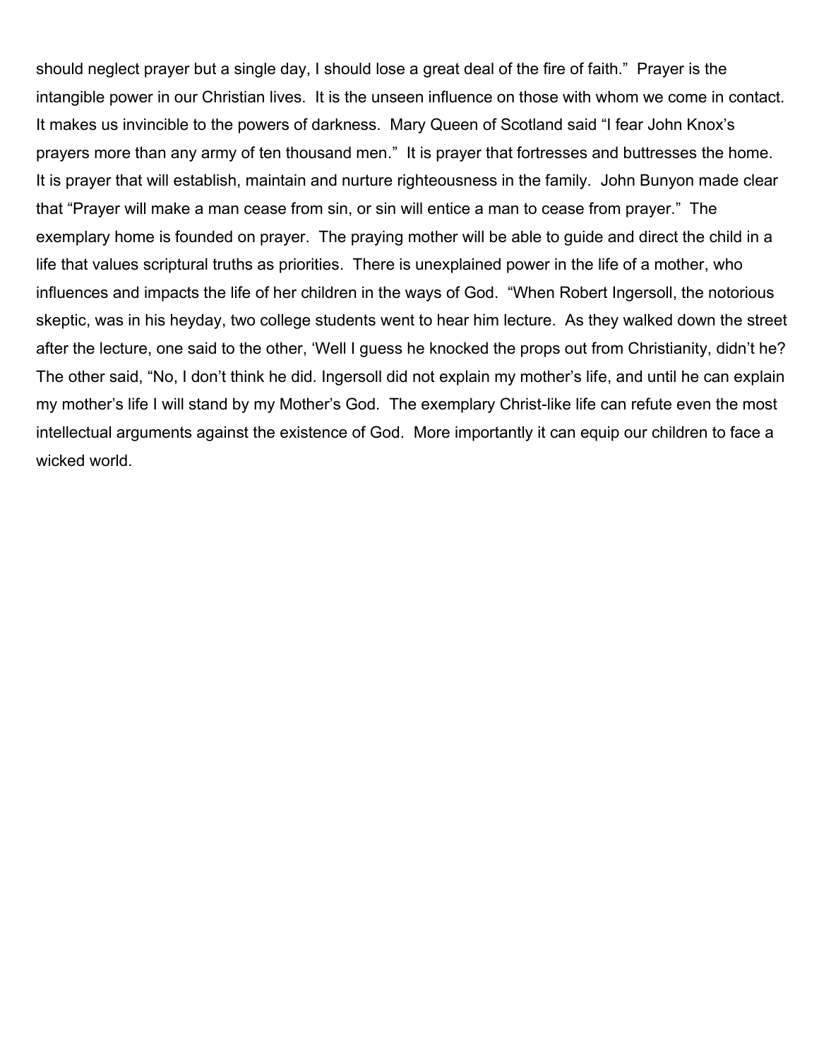should neglect prayer but a single day, I should lose a great deal of the fire of faith." Prayer is the intangible power in our Christian lives. It is the unseen influence on those with whom we come in contact. It makes us invincible to the powers of darkness. Mary Queen of Scotland said "I fear John Knox's prayers more than any army of ten thousand men." It is prayer that fortresses and buttresses the home. It is prayer that will establish, maintain and nurture righteousness in the family. John Bunyon made clear that "Prayer will make a man cease from sin, or sin will entice a man to cease from prayer." The exemplary home is founded on prayer. The praying mother will be able to guide and direct the child in a life that values scriptural truths as priorities. There is unexplained power in the life of a mother, who influences and impacts the life of her children in the ways of God. "When Robert Ingersoll, the notorious skeptic, was in his heyday, two college students went to hear him lecture. As they walked down the street after the lecture, one said to the other, 'Well I guess he knocked the props out from Christianity, didn't he? The other said, "No, I don't think he did. Ingersoll did not explain my mother's life, and until he can explain my mother's life I will stand by my Mother's God. The exemplary Christ-like life can refute even the most intellectual arguments against the existence of God. More importantly it can equip our children to face a wicked world.